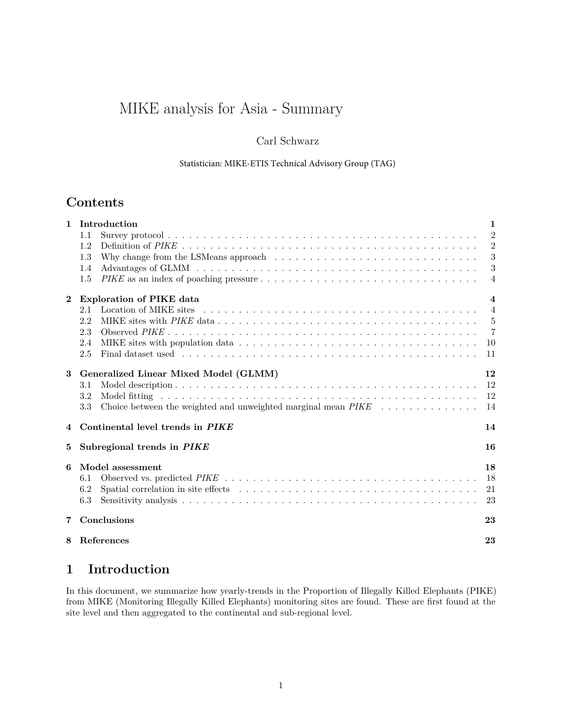# MIKE analysis for Asia - Summary

Carl Schwarz

Statistician: MIKE-ETIS Technical Advisory Group (TAG)

## Contents

**1 Introduction** — 1
- 1.1 Survey protocol — 2
- 1.2 Definition of *PIKE* — 2
- 1.3 Why change from the LSMeans approach — 3
- 1.4 Advantages of GLMM — 3
- 1.5 *PIKE* as an index of poaching pressure — 4

**2 Exploration of PIKE data** — 4
- 2.1 Location of MIKE sites — 4
- 2.2 MIKE sites with *PIKE* data — 5
- 2.3 Observed *PIKE* — 7
- 2.4 MIKE sites with population data — 10
- 2.5 Final dataset used — 11

**3 Generalized Linear Mixed Model (GLMM)** — 12
- 3.1 Model description — 12
- 3.2 Model fitting — 12
- 3.3 Choice between the weighted and unweighted marginal mean *PIKE* — 14

**4 Continental level trends in *PIKE*** — 14

**5 Subregional trends in *PIKE*** — 16

**6 Model assessment** — 18
- 6.1 Observed vs. predicted *PIKE* — 18
- 6.2 Spatial correlation in site effects — 21
- 6.3 Sensitivity analysis — 23

**7 Conclusions** — 23

**8 References** — 23

# 1 Introduction

In this document, we summarize how yearly-trends in the Proportion of Illegally Killed Elephants (PIKE) from MIKE (Monitoring Illegally Killed Elephants) monitoring sites are found. These are first found at the site level and then aggregated to the continental and sub-regional level.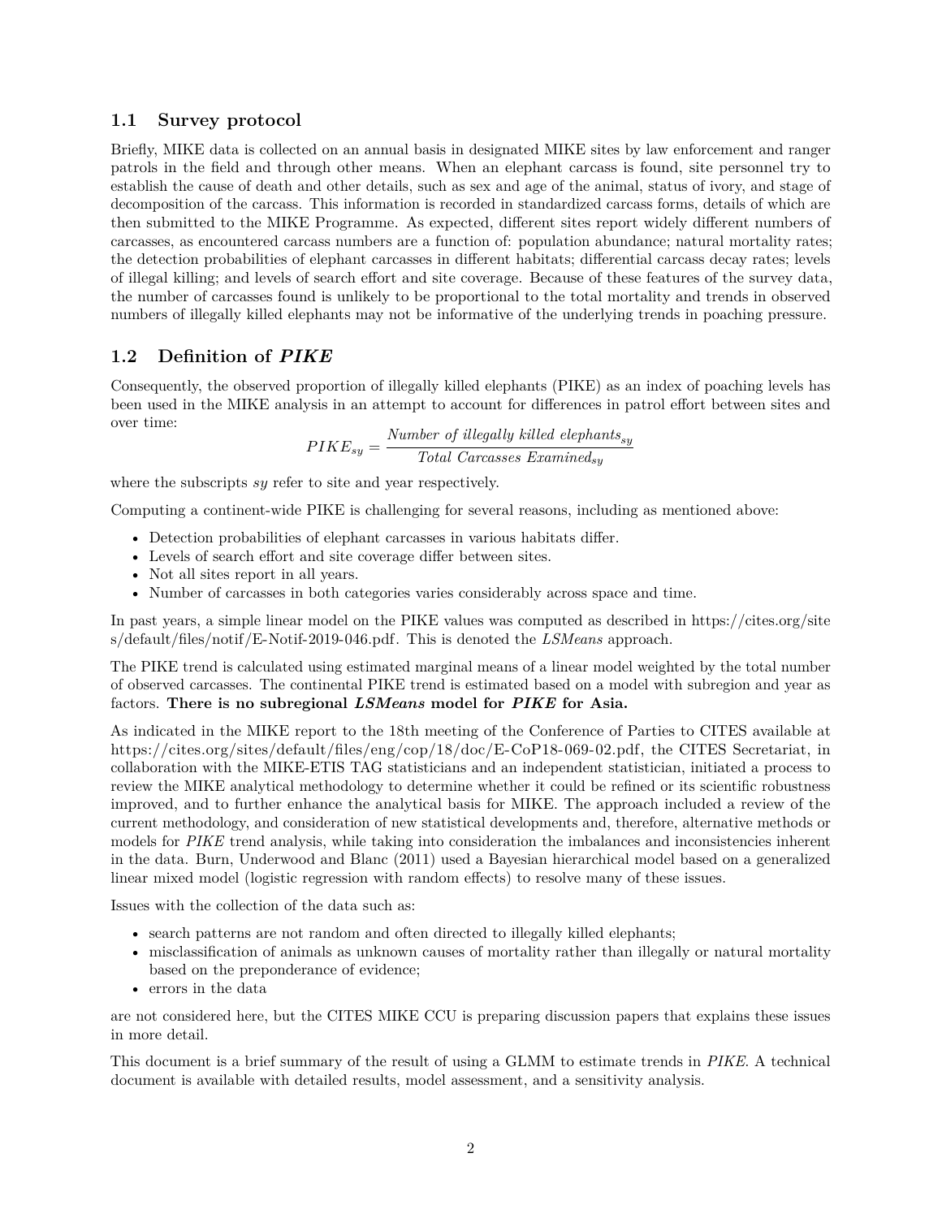## 1.1 Survey protocol

Briefly, MIKE data is collected on an annual basis in designated MIKE sites by law enforcement and ranger patrols in the field and through other means. When an elephant carcass is found, site personnel try to establish the cause of death and other details, such as sex and age of the animal, status of ivory, and stage of decomposition of the carcass. This information is recorded in standardized carcass forms, details of which are then submitted to the MIKE Programme. As expected, different sites report widely different numbers of carcasses, as encountered carcass numbers are a function of: population abundance; natural mortality rates; the detection probabilities of elephant carcasses in different habitats; differential carcass decay rates; levels of illegal killing; and levels of search effort and site coverage. Because of these features of the survey data, the number of carcasses found is unlikely to be proportional to the total mortality and trends in observed numbers of illegally killed elephants may not be informative of the underlying trends in poaching pressure.

## 1.2 Definition of *PIKE*

Consequently, the observed proportion of illegally killed elephants (PIKE) as an index of poaching levels has been used in the MIKE analysis in an attempt to account for differences in patrol effort between sites and over time:

$$PIKE_{sy} = \frac{Number\ of\ illegally\ killed\ elephants_{sy}}{Total\ Carcasses\ Examined_{sy}}$$

where the subscripts *sy* refer to site and year respectively.

Computing a continent-wide PIKE is challenging for several reasons, including as mentioned above:

- Detection probabilities of elephant carcasses in various habitats differ.
- Levels of search effort and site coverage differ between sites.
- Not all sites report in all years.
- Number of carcasses in both categories varies considerably across space and time.

In past years, a simple linear model on the PIKE values was computed as described in https://cites.org/sites/default/files/notif/E-Notif-2019-046.pdf. This is denoted the *LSMeans* approach.

The PIKE trend is calculated using estimated marginal means of a linear model weighted by the total number of observed carcasses. The continental PIKE trend is estimated based on a model with subregion and year as factors. **There is no subregional *LSMeans* model for *PIKE* for Asia.**

As indicated in the MIKE report to the 18th meeting of the Conference of Parties to CITES available at https://cites.org/sites/default/files/eng/cop/18/doc/E-CoP18-069-02.pdf, the CITES Secretariat, in collaboration with the MIKE-ETIS TAG statisticians and an independent statistician, initiated a process to review the MIKE analytical methodology to determine whether it could be refined or its scientific robustness improved, and to further enhance the analytical basis for MIKE. The approach included a review of the current methodology, and consideration of new statistical developments and, therefore, alternative methods or models for *PIKE* trend analysis, while taking into consideration the imbalances and inconsistencies inherent in the data. Burn, Underwood and Blanc (2011) used a Bayesian hierarchical model based on a generalized linear mixed model (logistic regression with random effects) to resolve many of these issues.

Issues with the collection of the data such as:

- search patterns are not random and often directed to illegally killed elephants;
- misclassification of animals as unknown causes of mortality rather than illegally or natural mortality based on the preponderance of evidence;
- errors in the data

are not considered here, but the CITES MIKE CCU is preparing discussion papers that explains these issues in more detail.

This document is a brief summary of the result of using a GLMM to estimate trends in *PIKE*. A technical document is available with detailed results, model assessment, and a sensitivity analysis.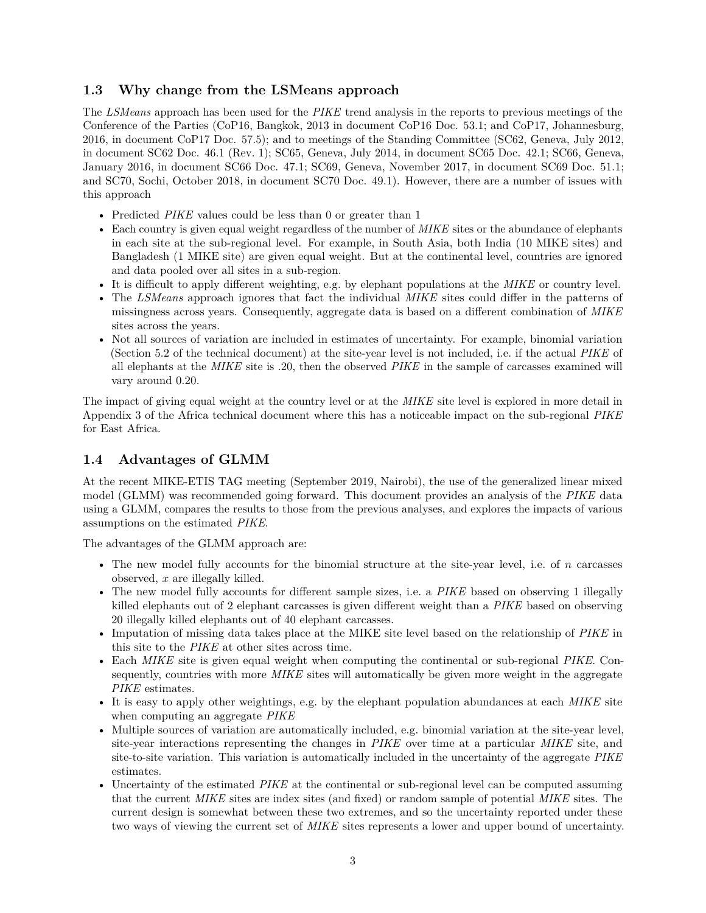## 1.3 Why change from the LSMeans approach

The *LSMeans* approach has been used for the *PIKE* trend analysis in the reports to previous meetings of the Conference of the Parties (CoP16, Bangkok, 2013 in document CoP16 Doc. 53.1; and CoP17, Johannesburg, 2016, in document CoP17 Doc. 57.5); and to meetings of the Standing Committee (SC62, Geneva, July 2012, in document SC62 Doc. 46.1 (Rev. 1); SC65, Geneva, July 2014, in document SC65 Doc. 42.1; SC66, Geneva, January 2016, in document SC66 Doc. 47.1; SC69, Geneva, November 2017, in document SC69 Doc. 51.1; and SC70, Sochi, October 2018, in document SC70 Doc. 49.1). However, there are a number of issues with this approach

- Predicted *PIKE* values could be less than 0 or greater than 1
- Each country is given equal weight regardless of the number of *MIKE* sites or the abundance of elephants in each site at the sub-regional level. For example, in South Asia, both India (10 MIKE sites) and Bangladesh (1 MIKE site) are given equal weight. But at the continental level, countries are ignored and data pooled over all sites in a sub-region.
- It is difficult to apply different weighting, e.g. by elephant populations at the *MIKE* or country level.
- The *LSMeans* approach ignores that fact the individual *MIKE* sites could differ in the patterns of missingness across years. Consequently, aggregate data is based on a different combination of *MIKE* sites across the years.
- Not all sources of variation are included in estimates of uncertainty. For example, binomial variation (Section 5.2 of the technical document) at the site-year level is not included, i.e. if the actual *PIKE* of all elephants at the *MIKE* site is .20, then the observed *PIKE* in the sample of carcasses examined will vary around 0.20.

The impact of giving equal weight at the country level or at the *MIKE* site level is explored in more detail in Appendix 3 of the Africa technical document where this has a noticeable impact on the sub-regional *PIKE* for East Africa.

## 1.4 Advantages of GLMM

At the recent MIKE-ETIS TAG meeting (September 2019, Nairobi), the use of the generalized linear mixed model (GLMM) was recommended going forward. This document provides an analysis of the *PIKE* data using a GLMM, compares the results to those from the previous analyses, and explores the impacts of various assumptions on the estimated *PIKE*.

The advantages of the GLMM approach are:

- The new model fully accounts for the binomial structure at the site-year level, i.e. of $n$ carcasses observed, $x$ are illegally killed.
- The new model fully accounts for different sample sizes, i.e. a *PIKE* based on observing 1 illegally killed elephants out of 2 elephant carcasses is given different weight than a *PIKE* based on observing 20 illegally killed elephants out of 40 elephant carcasses.
- Imputation of missing data takes place at the MIKE site level based on the relationship of *PIKE* in this site to the *PIKE* at other sites across time.
- Each *MIKE* site is given equal weight when computing the continental or sub-regional *PIKE*. Consequently, countries with more *MIKE* sites will automatically be given more weight in the aggregate *PIKE* estimates.
- It is easy to apply other weightings, e.g. by the elephant population abundances at each *MIKE* site when computing an aggregate *PIKE*
- Multiple sources of variation are automatically included, e.g. binomial variation at the site-year level, site-year interactions representing the changes in *PIKE* over time at a particular *MIKE* site, and site-to-site variation. This variation is automatically included in the uncertainty of the aggregate *PIKE* estimates.
- Uncertainty of the estimated *PIKE* at the continental or sub-regional level can be computed assuming that the current *MIKE* sites are index sites (and fixed) or random sample of potential *MIKE* sites. The current design is somewhat between these two extremes, and so the uncertainty reported under these two ways of viewing the current set of *MIKE* sites represents a lower and upper bound of uncertainty.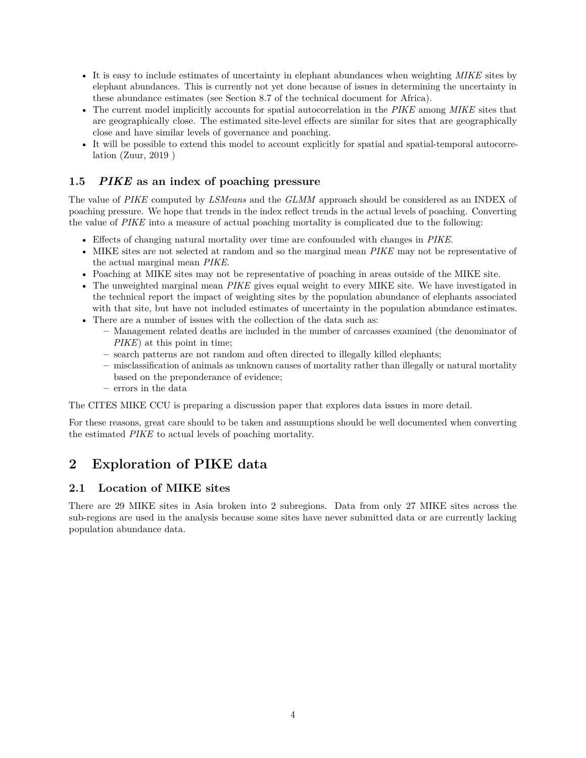- It is easy to include estimates of uncertainty in elephant abundances when weighting *MIKE* sites by elephant abundances. This is currently not yet done because of issues in determining the uncertainty in these abundance estimates (see Section 8.7 of the technical document for Africa).
- The current model implicitly accounts for spatial autocorrelation in the *PIKE* among *MIKE* sites that are geographically close. The estimated site-level effects are similar for sites that are geographically close and have similar levels of governance and poaching.
- It will be possible to extend this model to account explicitly for spatial and spatial-temporal autocorrelation (Zuur, 2019 )

### 1.5 *PIKE* as an index of poaching pressure

The value of *PIKE* computed by *LSMeans* and the *GLMM* approach should be considered as an INDEX of poaching pressure. We hope that trends in the index reflect trends in the actual levels of poaching. Converting the value of *PIKE* into a measure of actual poaching mortality is complicated due to the following:

- Effects of changing natural mortality over time are confounded with changes in *PIKE*.
- MIKE sites are not selected at random and so the marginal mean *PIKE* may not be representative of the actual marginal mean *PIKE*.
- Poaching at MIKE sites may not be representative of poaching in areas outside of the MIKE site.
- The unweighted marginal mean *PIKE* gives equal weight to every MIKE site. We have investigated in the technical report the impact of weighting sites by the population abundance of elephants associated with that site, but have not included estimates of uncertainty in the population abundance estimates.
- There are a number of issues with the collection of the data such as:
  - Management related deaths are included in the number of carcasses examined (the denominator of *PIKE*) at this point in time;
  - search patterns are not random and often directed to illegally killed elephants;
  - misclassification of animals as unknown causes of mortality rather than illegally or natural mortality based on the preponderance of evidence;
  - errors in the data

The CITES MIKE CCU is preparing a discussion paper that explores data issues in more detail.

For these reasons, great care should to be taken and assumptions should be well documented when converting the estimated *PIKE* to actual levels of poaching mortality.

## 2 Exploration of PIKE data

### 2.1 Location of MIKE sites

There are 29 MIKE sites in Asia broken into 2 subregions. Data from only 27 MIKE sites across the sub-regions are used in the analysis because some sites have never submitted data or are currently lacking population abundance data.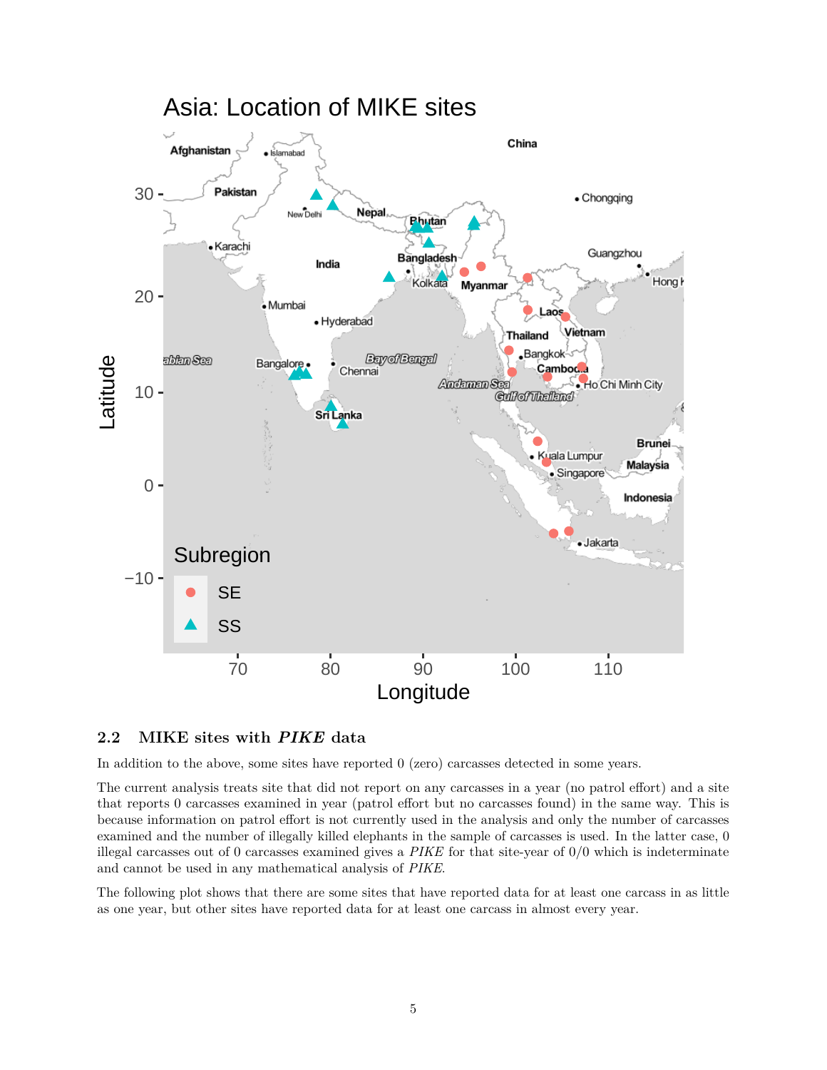### 2.2 MIKE sites with *PIKE* data

In addition to the above, some sites have reported 0 (zero) carcasses detected in some years.

The current analysis treats site that did not report on any carcasses in a year (no patrol effort) and a site that reports 0 carcasses examined in year (patrol effort but no carcasses found) in the same way. This is because information on patrol effort is not currently used in the analysis and only the number of carcasses examined and the number of illegally killed elephants in the sample of carcasses is used. In the latter case, 0 illegal carcasses out of 0 carcasses examined gives a *PIKE* for that site-year of 0/0 which is indeterminate and cannot be used in any mathematical analysis of *PIKE*.

The following plot shows that there are some sites that have reported data for at least one carcass in as little as one year, but other sites have reported data for at least one carcass in almost every year.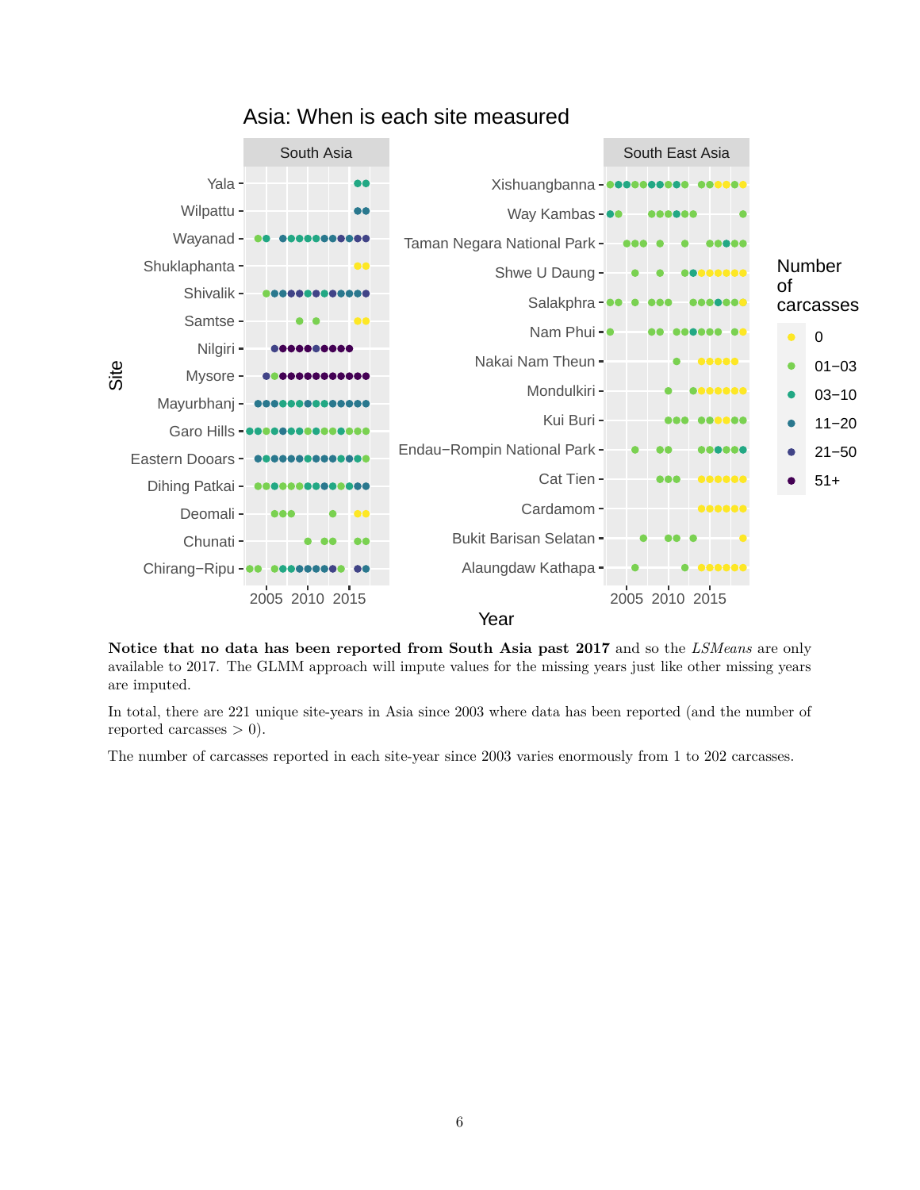**Notice that no data has been reported from South Asia past 2017** and so the *LSMeans* are only available to 2017. The GLMM approach will impute values for the missing years just like other missing years are imputed.

In total, there are 221 unique site-years in Asia since 2003 where data has been reported (and the number of reported carcasses > 0).

The number of carcasses reported in each site-year since 2003 varies enormously from 1 to 202 carcasses.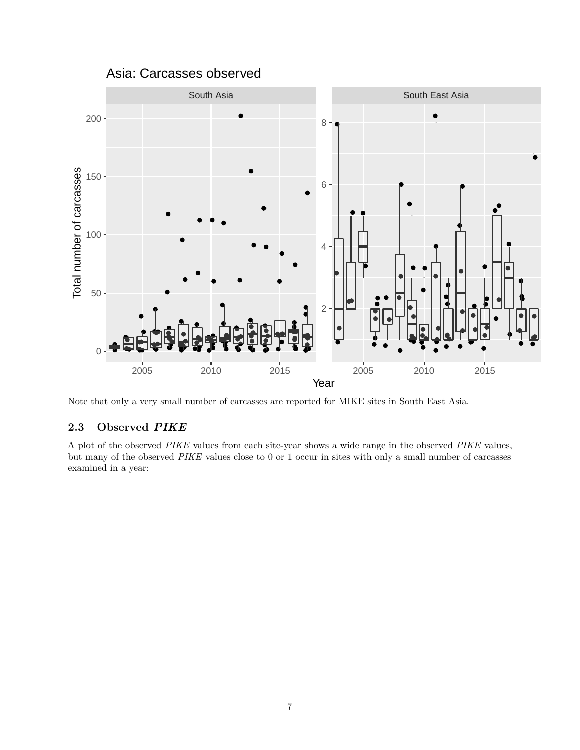Note that only a very small number of carcasses are reported for MIKE sites in South East Asia.

## 2.3 Observed *PIKE*

A plot of the observed *PIKE* values from each site-year shows a wide range in the observed *PIKE* values, but many of the observed *PIKE* values close to 0 or 1 occur in sites with only a small number of carcasses examined in a year: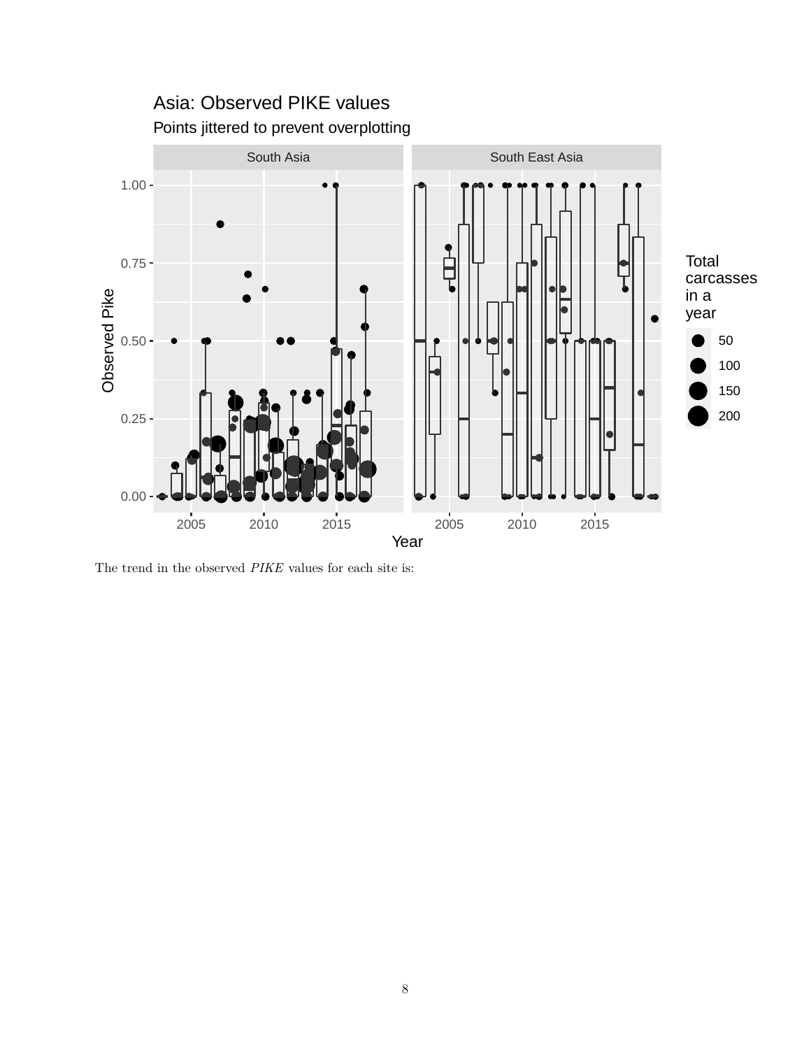Asia: Observed PIKE values

Points jittered to prevent overplotting

South Asia

South East Asia

Total carcasses in a year

50

100

150

200

Observed Pike

Year

The trend in the observed *PIKE* values for each site is: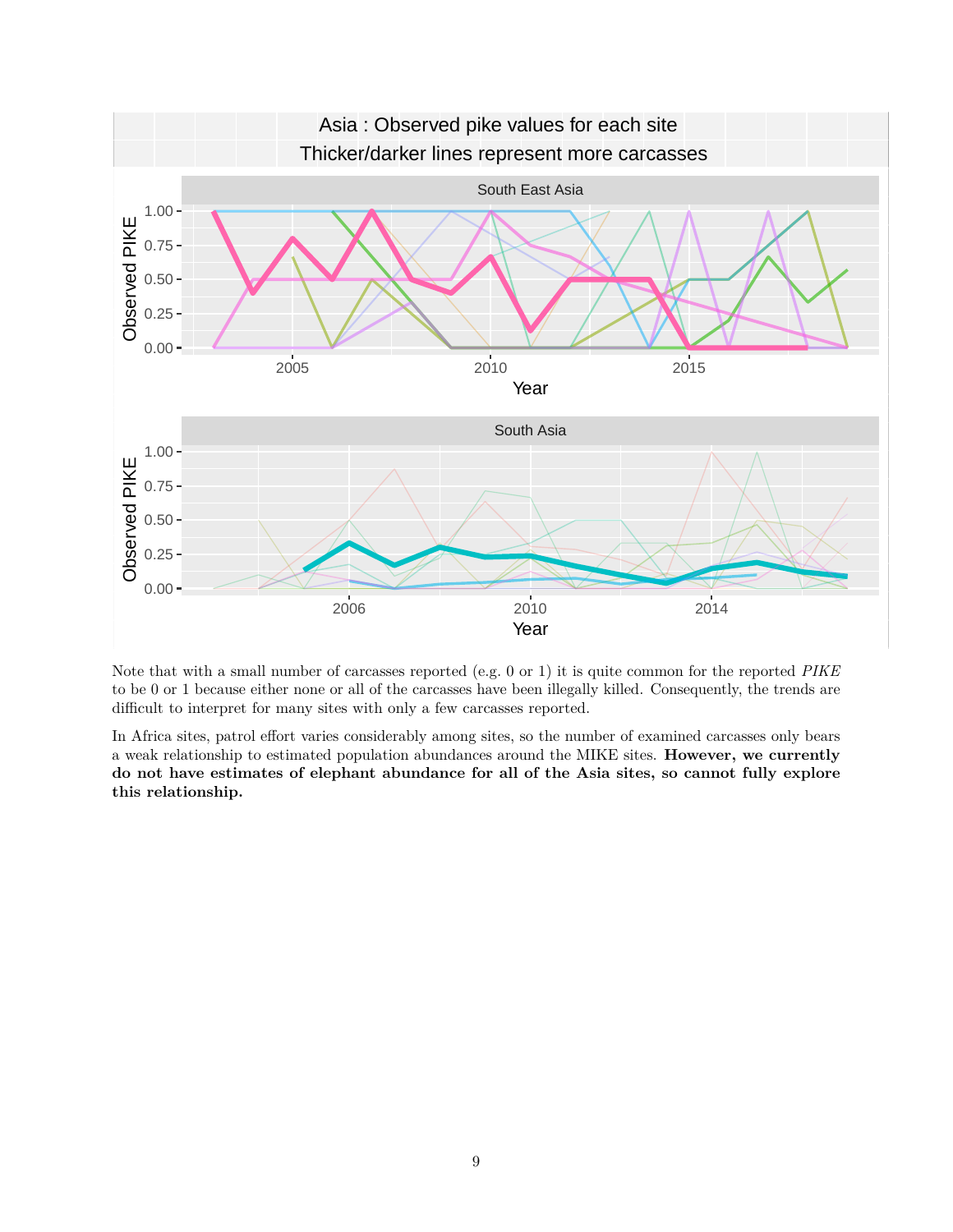Asia : Observed pike values for each site
Thicker/darker lines represent more carcasses

Note that with a small number of carcasses reported (e.g. 0 or 1) it is quite common for the reported *PIKE* to be 0 or 1 because either none or all of the carcasses have been illegally killed. Consequently, the trends are difficult to interpret for many sites with only a few carcasses reported.

In Africa sites, patrol effort varies considerably among sites, so the number of examined carcasses only bears a weak relationship to estimated population abundances around the MIKE sites. **However, we currently do not have estimates of elephant abundance for all of the Asia sites, so cannot fully explore this relationship.**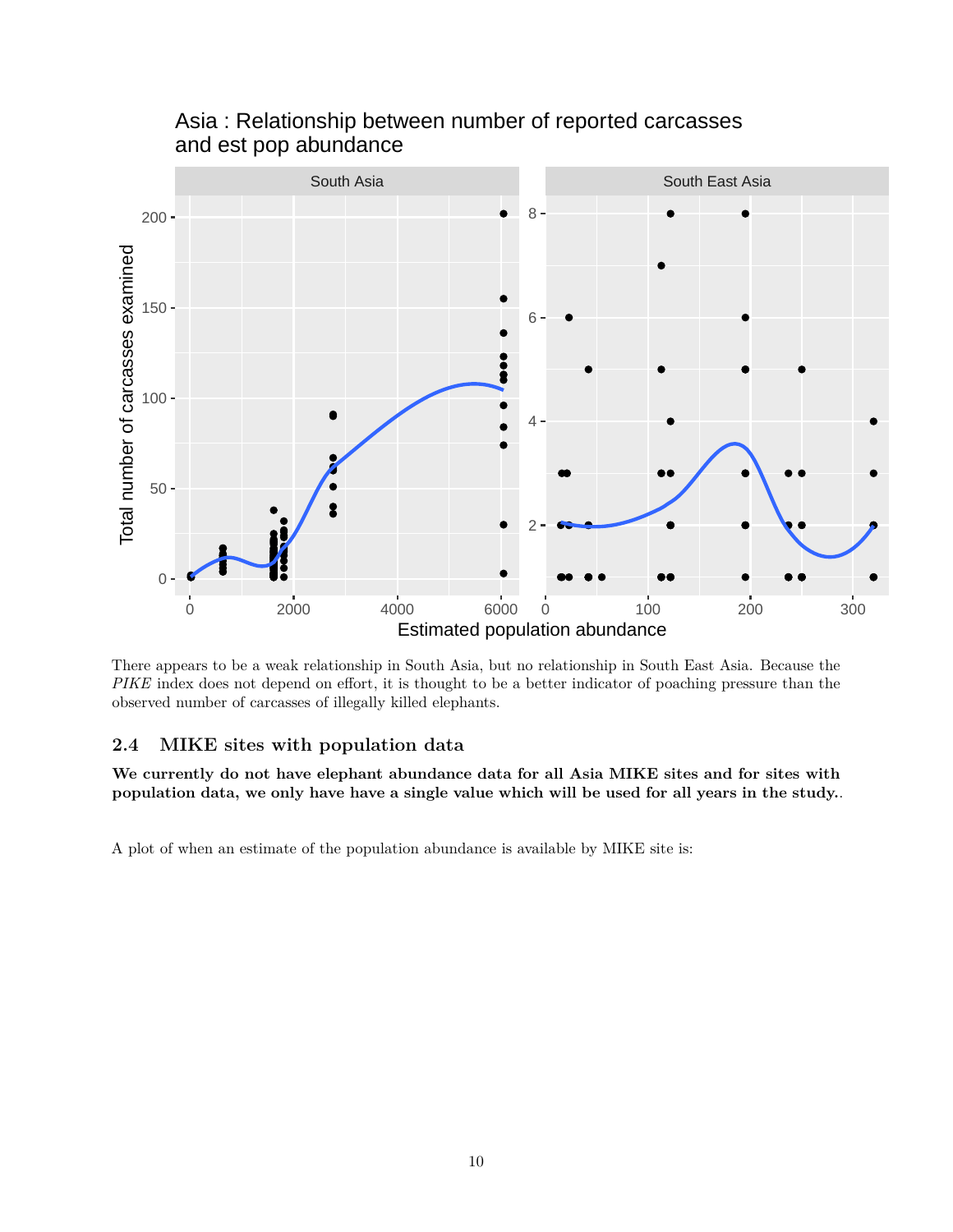There appears to be a weak relationship in South Asia, but no relationship in South East Asia. Because the *PIKE* index does not depend on effort, it is thought to be a better indicator of poaching pressure than the observed number of carcasses of illegally killed elephants.

## 2.4 MIKE sites with population data

**We currently do not have elephant abundance data for all Asia MIKE sites and for sites with population data, we only have have a single value which will be used for all years in the study.**.

A plot of when an estimate of the population abundance is available by MIKE site is: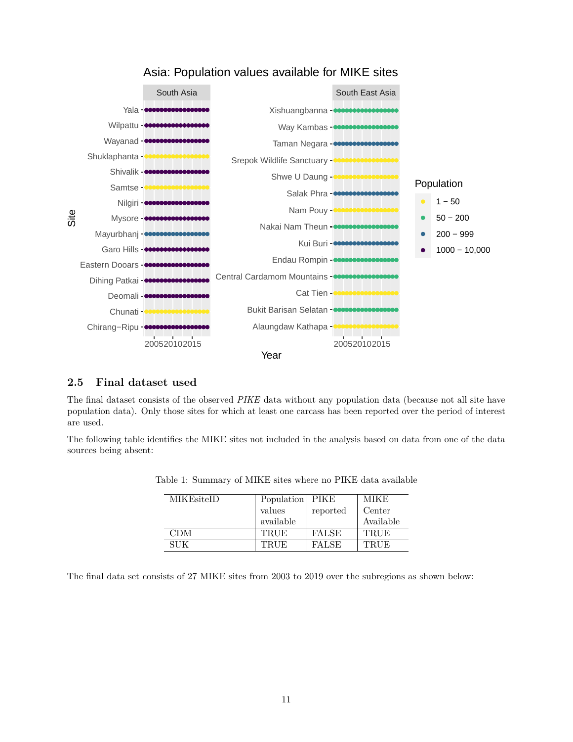## 2.5 Final dataset used

The final dataset consists of the observed *PIKE* data without any population data (because not all site have population data). Only those sites for which at least one carcass has been reported over the period of interest are used.

The following table identifies the MIKE sites not included in the analysis based on data from one of the data sources being absent:

Table 1: Summary of MIKE sites where no PIKE data available

| MIKEsiteID | Population values available | PIKE reported | MIKE Center Available |
|---|---|---|---|
| CDM | TRUE | FALSE | TRUE |
| SUK | TRUE | FALSE | TRUE |

The final data set consists of 27 MIKE sites from 2003 to 2019 over the subregions as shown below: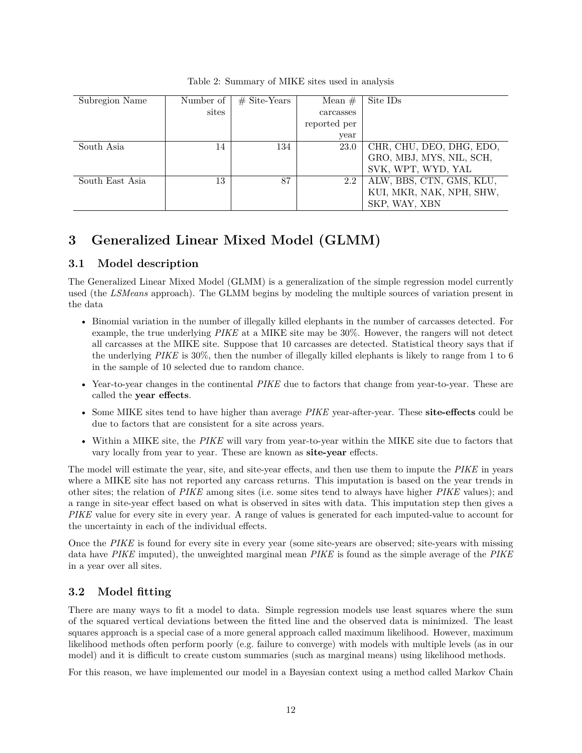Table 2: Summary of MIKE sites used in analysis

| Subregion Name | Number of sites | # Site-Years | Mean # carcasses reported per year | Site IDs |
|---|---|---|---|---|
| South Asia | 14 | 134 | 23.0 | CHR, CHU, DEO, DHG, EDO, GRO, MBJ, MYS, NIL, SCH, SVK, WPT, WYD, YAL |
| South East Asia | 13 | 87 | 2.2 | ALW, BBS, CTN, GMS, KLU, KUI, MKR, NAK, NPH, SHW, SKP, WAY, XBN |

# 3 Generalized Linear Mixed Model (GLMM)

## 3.1 Model description

The Generalized Linear Mixed Model (GLMM) is a generalization of the simple regression model currently used (the *LSMeans* approach). The GLMM begins by modeling the multiple sources of variation present in the data

- Binomial variation in the number of illegally killed elephants in the number of carcasses detected. For example, the true underlying *PIKE* at a MIKE site may be 30%. However, the rangers will not detect all carcasses at the MIKE site. Suppose that 10 carcasses are detected. Statistical theory says that if the underlying *PIKE* is 30%, then the number of illegally killed elephants is likely to range from 1 to 6 in the sample of 10 selected due to random chance.
- Year-to-year changes in the continental *PIKE* due to factors that change from year-to-year. These are called the **year effects**.
- Some MIKE sites tend to have higher than average *PIKE* year-after-year. These **site-effects** could be due to factors that are consistent for a site across years.
- Within a MIKE site, the *PIKE* will vary from year-to-year within the MIKE site due to factors that vary locally from year to year. These are known as **site-year** effects.

The model will estimate the year, site, and site-year effects, and then use them to impute the *PIKE* in years where a MIKE site has not reported any carcass returns. This imputation is based on the year trends in other sites; the relation of *PIKE* among sites (i.e. some sites tend to always have higher *PIKE* values); and a range in site-year effect based on what is observed in sites with data. This imputation step then gives a *PIKE* value for every site in every year. A range of values is generated for each imputed-value to account for the uncertainty in each of the individual effects.

Once the *PIKE* is found for every site in every year (some site-years are observed; site-years with missing data have *PIKE* imputed), the unweighted marginal mean *PIKE* is found as the simple average of the *PIKE* in a year over all sites.

## 3.2 Model fitting

There are many ways to fit a model to data. Simple regression models use least squares where the sum of the squared vertical deviations between the fitted line and the observed data is minimized. The least squares approach is a special case of a more general approach called maximum likelihood. However, maximum likelihood methods often perform poorly (e.g. failure to converge) with models with multiple levels (as in our model) and it is difficult to create custom summaries (such as marginal means) using likelihood methods.

For this reason, we have implemented our model in a Bayesian context using a method called Markov Chain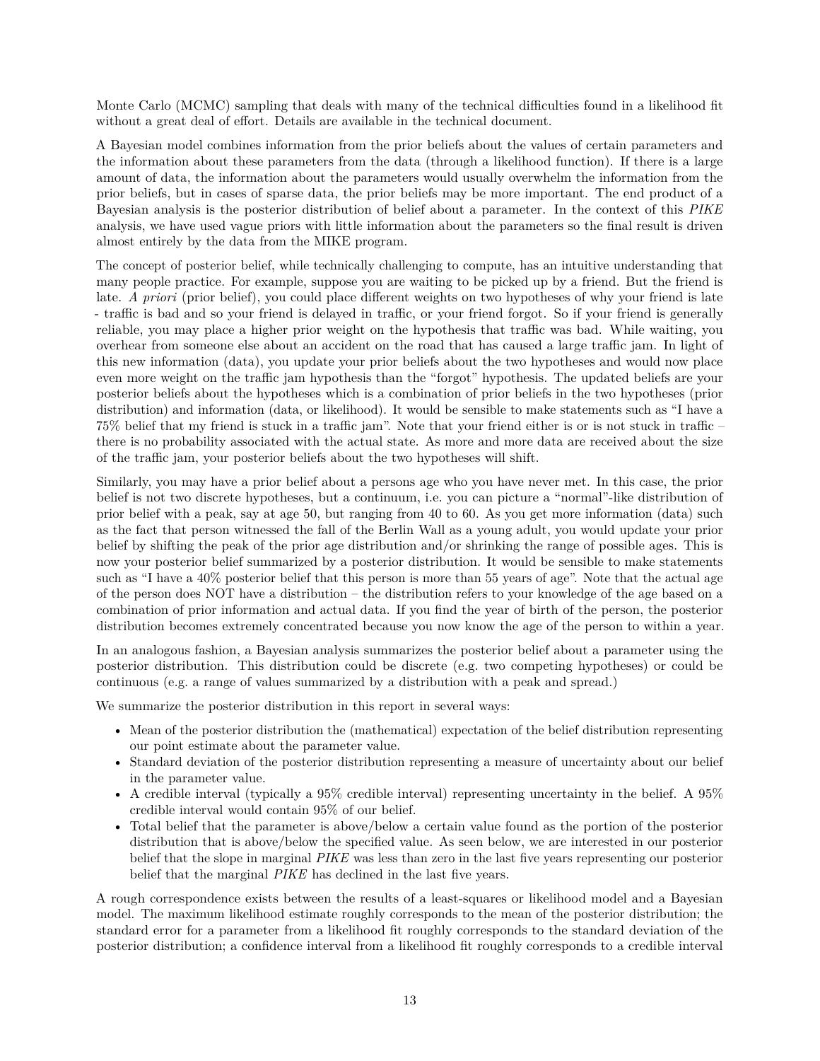Monte Carlo (MCMC) sampling that deals with many of the technical difficulties found in a likelihood fit without a great deal of effort. Details are available in the technical document.

A Bayesian model combines information from the prior beliefs about the values of certain parameters and the information about these parameters from the data (through a likelihood function). If there is a large amount of data, the information about the parameters would usually overwhelm the information from the prior beliefs, but in cases of sparse data, the prior beliefs may be more important. The end product of a Bayesian analysis is the posterior distribution of belief about a parameter. In the context of this *PIKE* analysis, we have used vague priors with little information about the parameters so the final result is driven almost entirely by the data from the MIKE program.

The concept of posterior belief, while technically challenging to compute, has an intuitive understanding that many people practice. For example, suppose you are waiting to be picked up by a friend. But the friend is late. *A priori* (prior belief), you could place different weights on two hypotheses of why your friend is late - traffic is bad and so your friend is delayed in traffic, or your friend forgot. So if your friend is generally reliable, you may place a higher prior weight on the hypothesis that traffic was bad. While waiting, you overhear from someone else about an accident on the road that has caused a large traffic jam. In light of this new information (data), you update your prior beliefs about the two hypotheses and would now place even more weight on the traffic jam hypothesis than the "forgot" hypothesis. The updated beliefs are your posterior beliefs about the hypotheses which is a combination of prior beliefs in the two hypotheses (prior distribution) and information (data, or likelihood). It would be sensible to make statements such as "I have a 75% belief that my friend is stuck in a traffic jam". Note that your friend either is or is not stuck in traffic – there is no probability associated with the actual state. As more and more data are received about the size of the traffic jam, your posterior beliefs about the two hypotheses will shift.

Similarly, you may have a prior belief about a persons age who you have never met. In this case, the prior belief is not two discrete hypotheses, but a continuum, i.e. you can picture a "normal"-like distribution of prior belief with a peak, say at age 50, but ranging from 40 to 60. As you get more information (data) such as the fact that person witnessed the fall of the Berlin Wall as a young adult, you would update your prior belief by shifting the peak of the prior age distribution and/or shrinking the range of possible ages. This is now your posterior belief summarized by a posterior distribution. It would be sensible to make statements such as "I have a 40% posterior belief that this person is more than 55 years of age". Note that the actual age of the person does NOT have a distribution – the distribution refers to your knowledge of the age based on a combination of prior information and actual data. If you find the year of birth of the person, the posterior distribution becomes extremely concentrated because you now know the age of the person to within a year.

In an analogous fashion, a Bayesian analysis summarizes the posterior belief about a parameter using the posterior distribution. This distribution could be discrete (e.g. two competing hypotheses) or could be continuous (e.g. a range of values summarized by a distribution with a peak and spread.)

We summarize the posterior distribution in this report in several ways:

- Mean of the posterior distribution the (mathematical) expectation of the belief distribution representing our point estimate about the parameter value.
- Standard deviation of the posterior distribution representing a measure of uncertainty about our belief in the parameter value.
- A credible interval (typically a 95% credible interval) representing uncertainty in the belief. A 95% credible interval would contain 95% of our belief.
- Total belief that the parameter is above/below a certain value found as the portion of the posterior distribution that is above/below the specified value. As seen below, we are interested in our posterior belief that the slope in marginal *PIKE* was less than zero in the last five years representing our posterior belief that the marginal *PIKE* has declined in the last five years.

A rough correspondence exists between the results of a least-squares or likelihood model and a Bayesian model. The maximum likelihood estimate roughly corresponds to the mean of the posterior distribution; the standard error for a parameter from a likelihood fit roughly corresponds to the standard deviation of the posterior distribution; a confidence interval from a likelihood fit roughly corresponds to a credible interval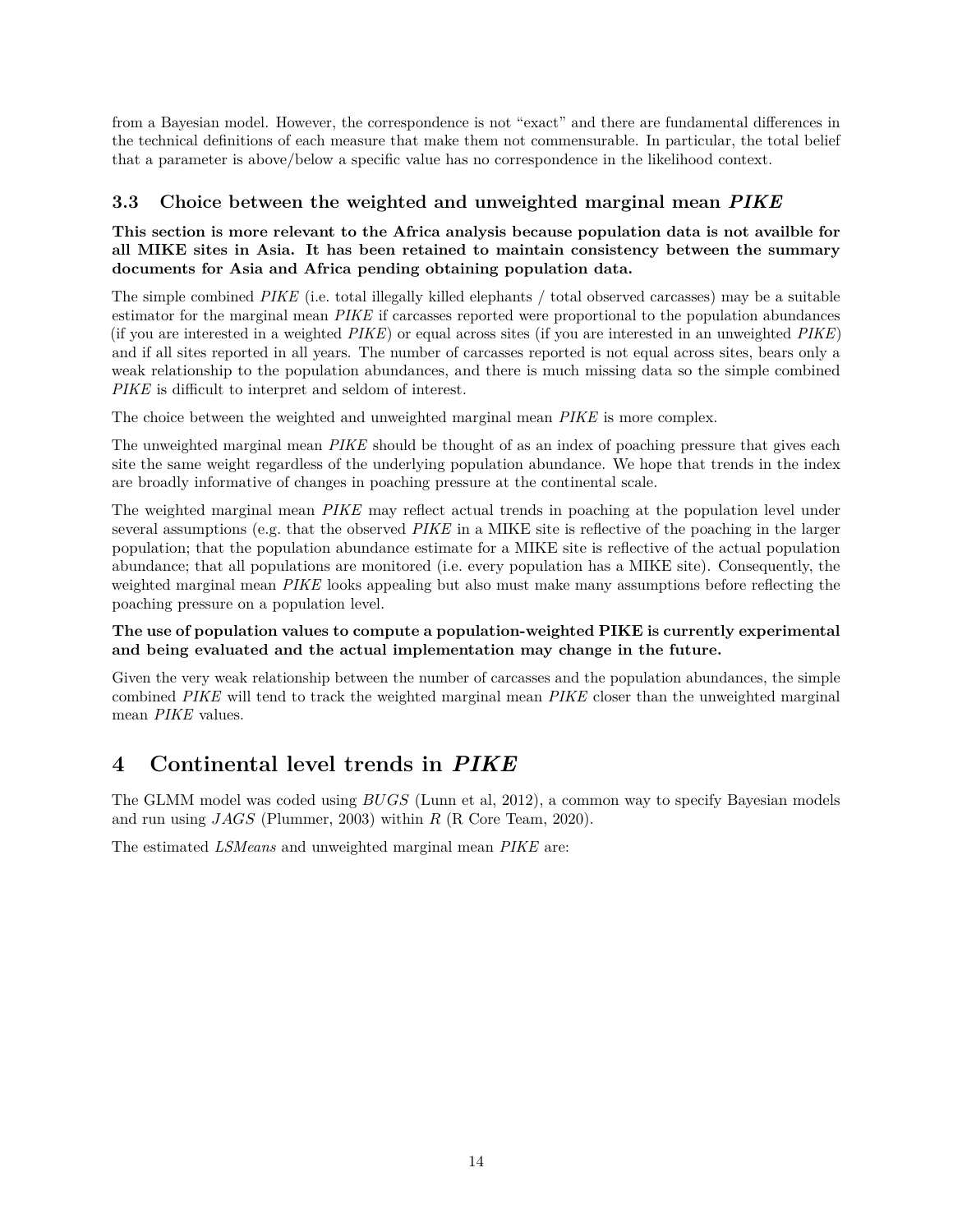from a Bayesian model. However, the correspondence is not "exact" and there are fundamental differences in the technical definitions of each measure that make them not commensurable. In particular, the total belief that a parameter is above/below a specific value has no correspondence in the likelihood context.

### 3.3 Choice between the weighted and unweighted marginal mean *PIKE*

**This section is more relevant to the Africa analysis because population data is not availble for all MIKE sites in Asia. It has been retained to maintain consistency between the summary documents for Asia and Africa pending obtaining population data.**

The simple combined *PIKE* (i.e. total illegally killed elephants / total observed carcasses) may be a suitable estimator for the marginal mean *PIKE* if carcasses reported were proportional to the population abundances (if you are interested in a weighted *PIKE*) or equal across sites (if you are interested in an unweighted *PIKE*) and if all sites reported in all years. The number of carcasses reported is not equal across sites, bears only a weak relationship to the population abundances, and there is much missing data so the simple combined *PIKE* is difficult to interpret and seldom of interest.

The choice between the weighted and unweighted marginal mean *PIKE* is more complex.

The unweighted marginal mean *PIKE* should be thought of as an index of poaching pressure that gives each site the same weight regardless of the underlying population abundance. We hope that trends in the index are broadly informative of changes in poaching pressure at the continental scale.

The weighted marginal mean *PIKE* may reflect actual trends in poaching at the population level under several assumptions (e.g. that the observed *PIKE* in a MIKE site is reflective of the poaching in the larger population; that the population abundance estimate for a MIKE site is reflective of the actual population abundance; that all populations are monitored (i.e. every population has a MIKE site). Consequently, the weighted marginal mean *PIKE* looks appealing but also must make many assumptions before reflecting the poaching pressure on a population level.

**The use of population values to compute a population-weighted PIKE is currently experimental and being evaluated and the actual implementation may change in the future.**

Given the very weak relationship between the number of carcasses and the population abundances, the simple combined *PIKE* will tend to track the weighted marginal mean *PIKE* closer than the unweighted marginal mean *PIKE* values.

## 4 Continental level trends in *PIKE*

The GLMM model was coded using *BUGS* (Lunn et al, 2012), a common way to specify Bayesian models and run using *JAGS* (Plummer, 2003) within *R* (R Core Team, 2020).

The estimated *LSMeans* and unweighted marginal mean *PIKE* are: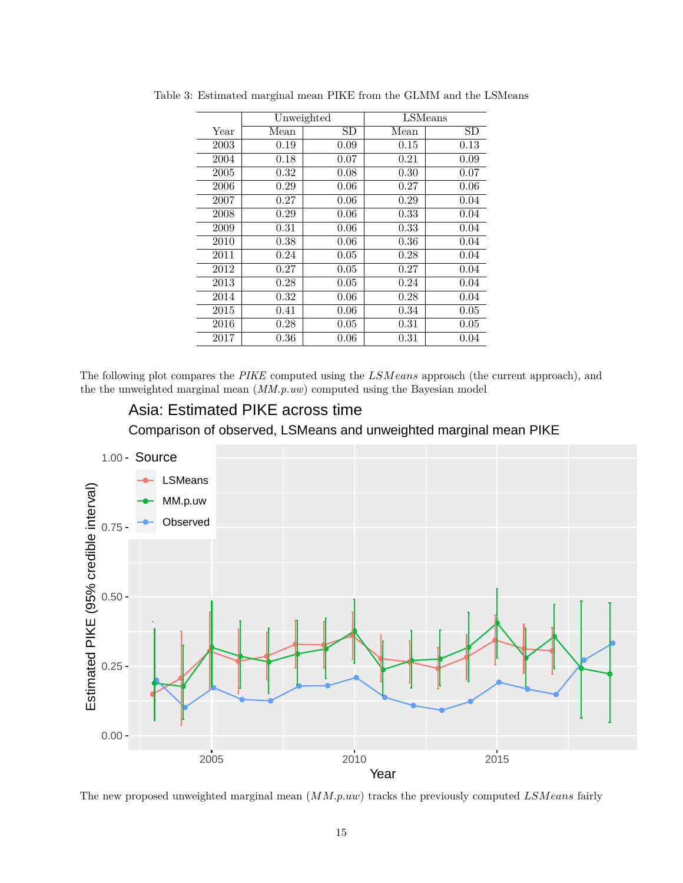Table 3: Estimated marginal mean PIKE from the GLMM and the LSMeans

| | Unweighted | | LSMeans | |
|---|---|---|---|---|
| Year | Mean | SD | Mean | SD |
| 2003 | 0.19 | 0.09 | 0.15 | 0.13 |
| 2004 | 0.18 | 0.07 | 0.21 | 0.09 |
| 2005 | 0.32 | 0.08 | 0.30 | 0.07 |
| 2006 | 0.29 | 0.06 | 0.27 | 0.06 |
| 2007 | 0.27 | 0.06 | 0.29 | 0.04 |
| 2008 | 0.29 | 0.06 | 0.33 | 0.04 |
| 2009 | 0.31 | 0.06 | 0.33 | 0.04 |
| 2010 | 0.38 | 0.06 | 0.36 | 0.04 |
| 2011 | 0.24 | 0.05 | 0.28 | 0.04 |
| 2012 | 0.27 | 0.05 | 0.27 | 0.04 |
| 2013 | 0.28 | 0.05 | 0.24 | 0.04 |
| 2014 | 0.32 | 0.06 | 0.28 | 0.04 |
| 2015 | 0.41 | 0.06 | 0.34 | 0.05 |
| 2016 | 0.28 | 0.05 | 0.31 | 0.05 |
| 2017 | 0.36 | 0.06 | 0.31 | 0.04 |

The following plot compares the *PIKE* computed using the *LSMeans* approach (the current approach), and the the unweighted marginal mean (*MM.p.uw*) computed using the Bayesian model

The new proposed unweighted marginal mean (*MM.p.uw*) tracks the previously computed *LSMeans* fairly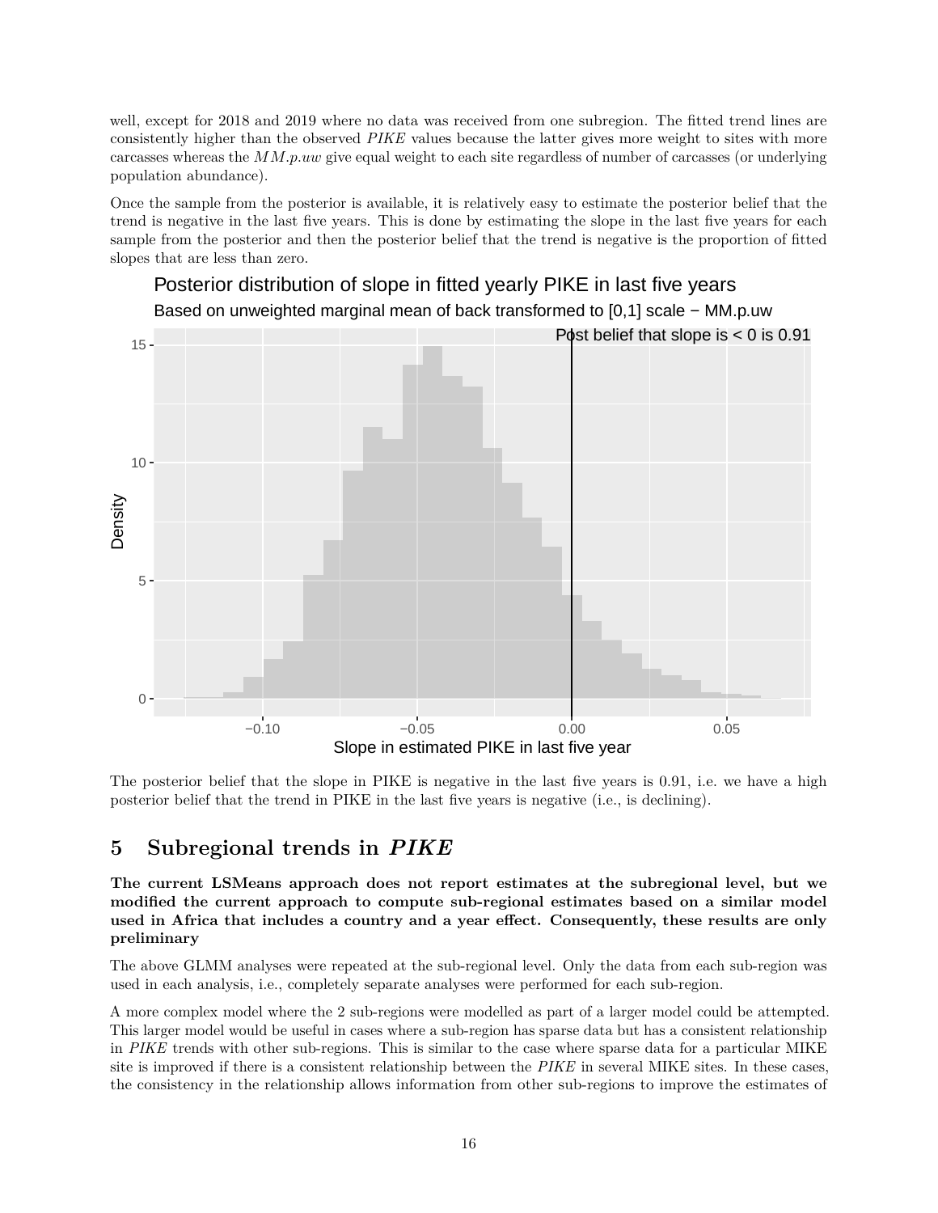well, except for 2018 and 2019 where no data was received from one subregion. The fitted trend lines are consistently higher than the observed *PIKE* values because the latter gives more weight to sites with more carcasses whereas the *MM.p.uw* give equal weight to each site regardless of number of carcasses (or underlying population abundance).

Once the sample from the posterior is available, it is relatively easy to estimate the posterior belief that the trend is negative in the last five years. This is done by estimating the slope in the last five years for each sample from the posterior and then the posterior belief that the trend is negative is the proportion of fitted slopes that are less than zero.

The posterior belief that the slope in PIKE is negative in the last five years is 0.91, i.e. we have a high posterior belief that the trend in PIKE in the last five years is negative (i.e., is declining).

## 5 Subregional trends in *PIKE*

**The current LSMeans approach does not report estimates at the subregional level, but we modified the current approach to compute sub-regional estimates based on a similar model used in Africa that includes a country and a year effect. Consequently, these results are only preliminary**

The above GLMM analyses were repeated at the sub-regional level. Only the data from each sub-region was used in each analysis, i.e., completely separate analyses were performed for each sub-region.

A more complex model where the 2 sub-regions were modelled as part of a larger model could be attempted. This larger model would be useful in cases where a sub-region has sparse data but has a consistent relationship in *PIKE* trends with other sub-regions. This is similar to the case where sparse data for a particular MIKE site is improved if there is a consistent relationship between the *PIKE* in several MIKE sites. In these cases, the consistency in the relationship allows information from other sub-regions to improve the estimates of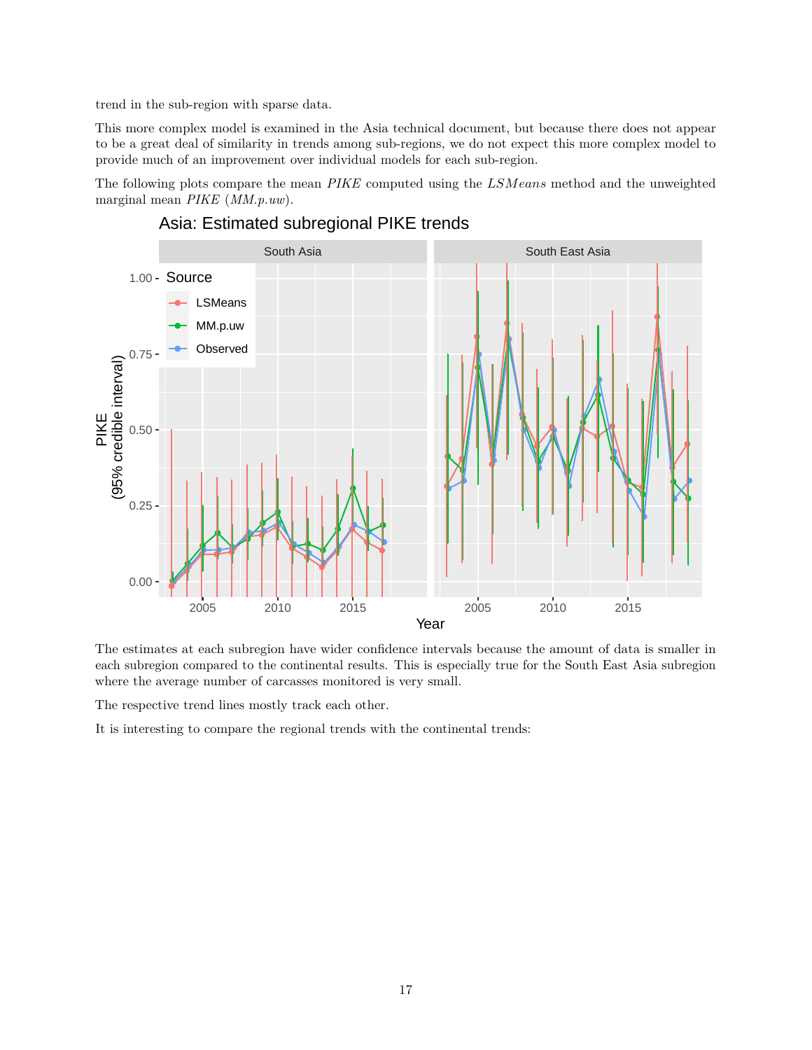trend in the sub-region with sparse data.

This more complex model is examined in the Asia technical document, but because there does not appear to be a great deal of similarity in trends among sub-regions, we do not expect this more complex model to provide much of an improvement over individual models for each sub-region.

The following plots compare the mean *PIKE* computed using the *LSMeans* method and the unweighted marginal mean *PIKE* (*MM.p.uw*).

The estimates at each subregion have wider confidence intervals because the amount of data is smaller in each subregion compared to the continental results. This is especially true for the South East Asia subregion where the average number of carcasses monitored is very small.

The respective trend lines mostly track each other.

It is interesting to compare the regional trends with the continental trends: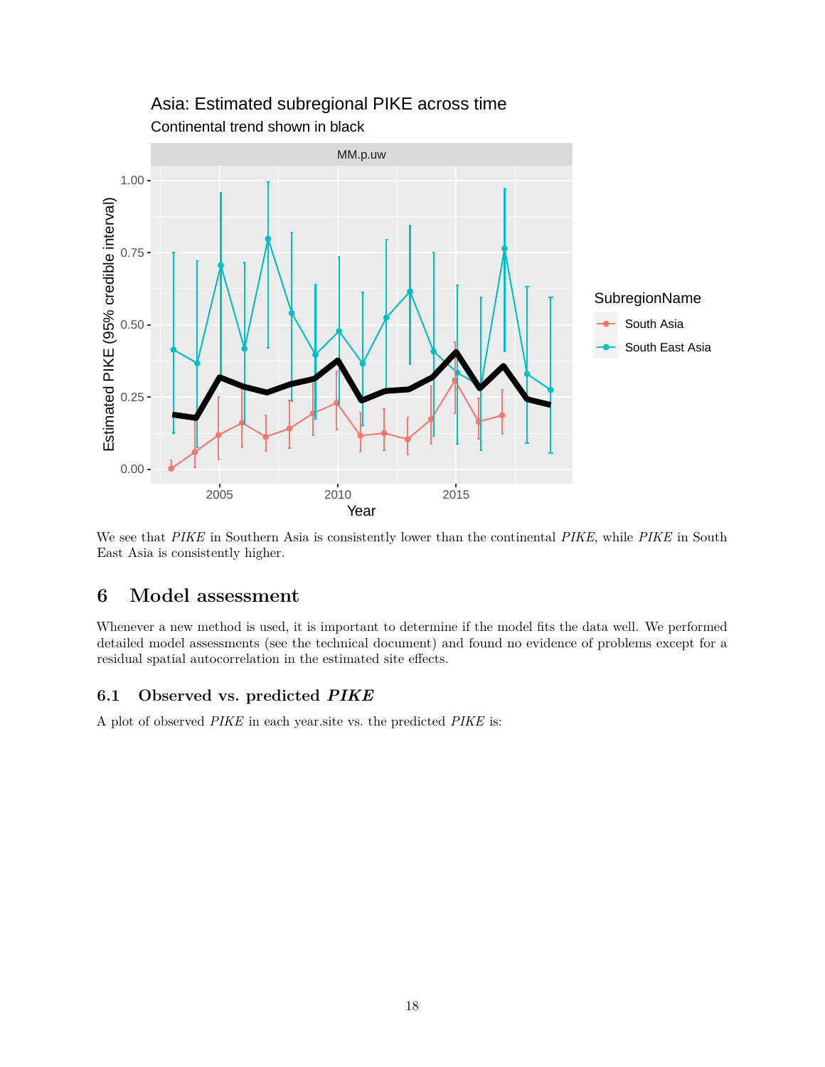We see that *PIKE* in Southern Asia is consistently lower than the continental *PIKE*, while *PIKE* in South East Asia is consistently higher.

# 6 Model assessment

Whenever a new method is used, it is important to determine if the model fits the data well. We performed detailed model assessments (see the technical document) and found no evidence of problems except for a residual spatial autocorrelation in the estimated site effects.

## 6.1 Observed vs. predicted *PIKE*

A plot of observed *PIKE* in each year.site vs. the predicted *PIKE* is: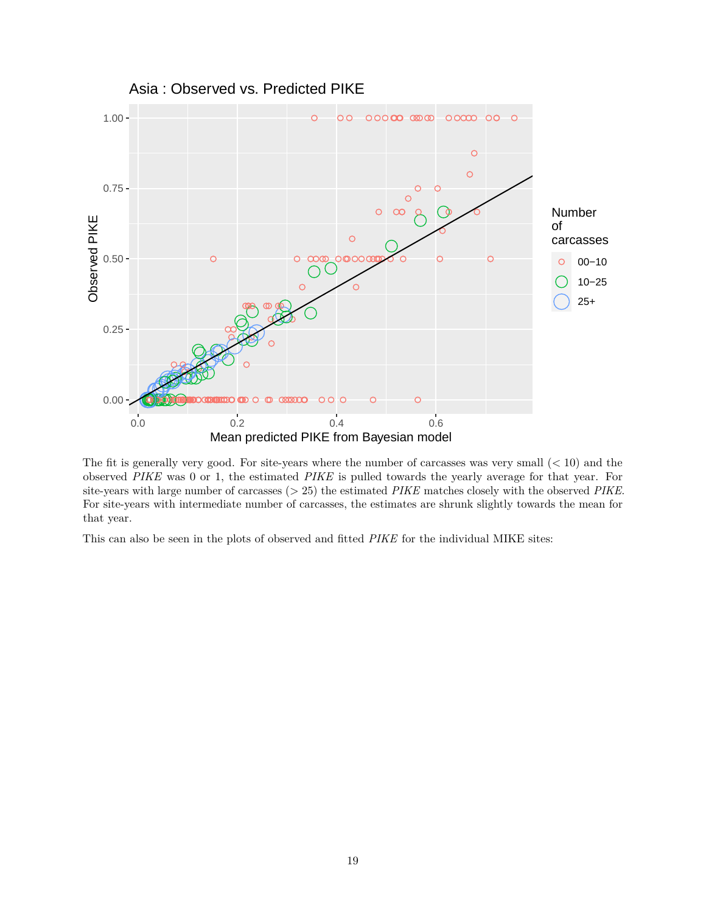The fit is generally very good. For site-years where the number of carcasses was very small ($< 10$) and the observed *PIKE* was 0 or 1, the estimated *PIKE* is pulled towards the yearly average for that year. For site-years with large number of carcasses ($> 25$) the estimated *PIKE* matches closely with the observed *PIKE*. For site-years with intermediate number of carcasses, the estimates are shrunk slightly towards the mean for that year.

This can also be seen in the plots of observed and fitted *PIKE* for the individual MIKE sites: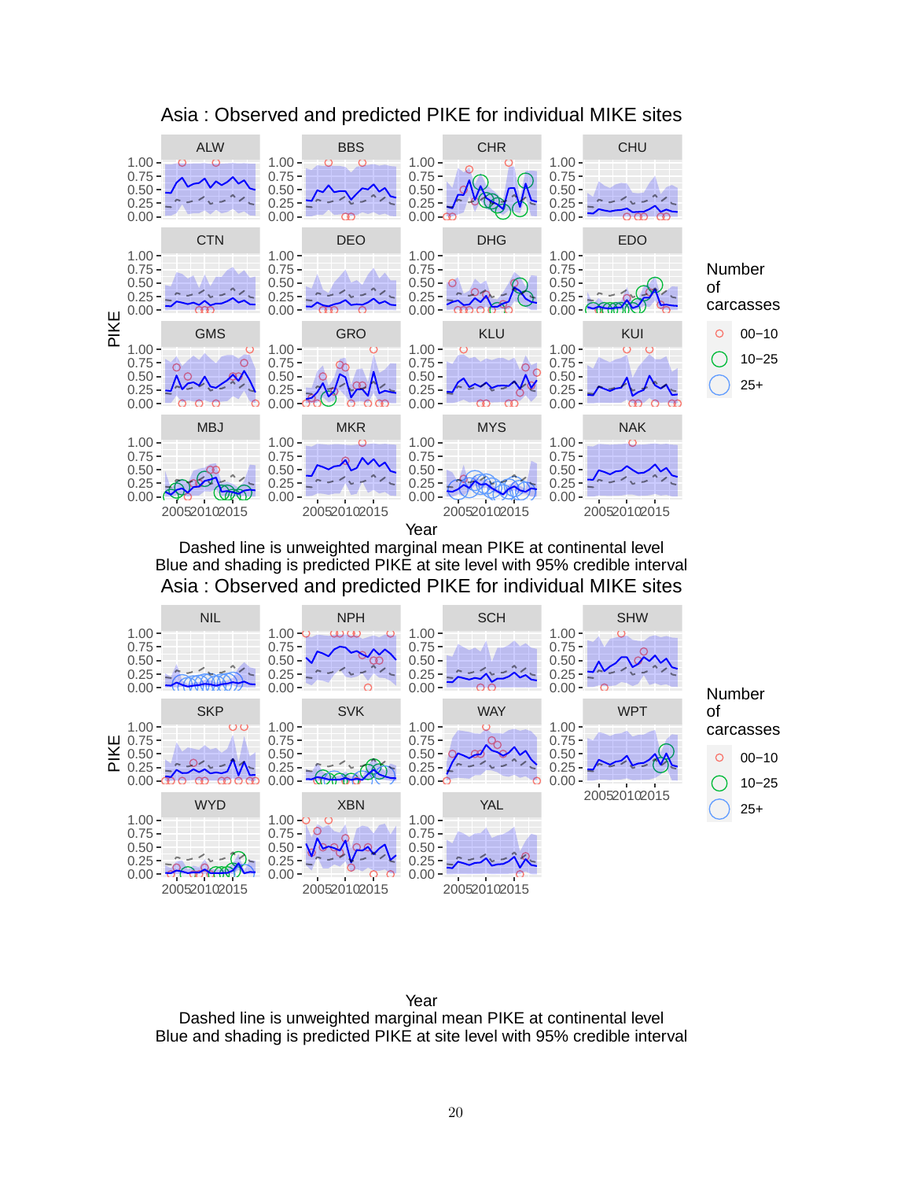# Asia : Observed and predicted PIKE for individual MIKE sites

Dashed line is unweighted marginal mean PIKE at continental level
Blue and shading is predicted PIKE at site level with 95% credible interval

# Asia : Observed and predicted PIKE for individual MIKE sites

Dashed line is unweighted marginal mean PIKE at continental level
Blue and shading is predicted PIKE at site level with 95% credible interval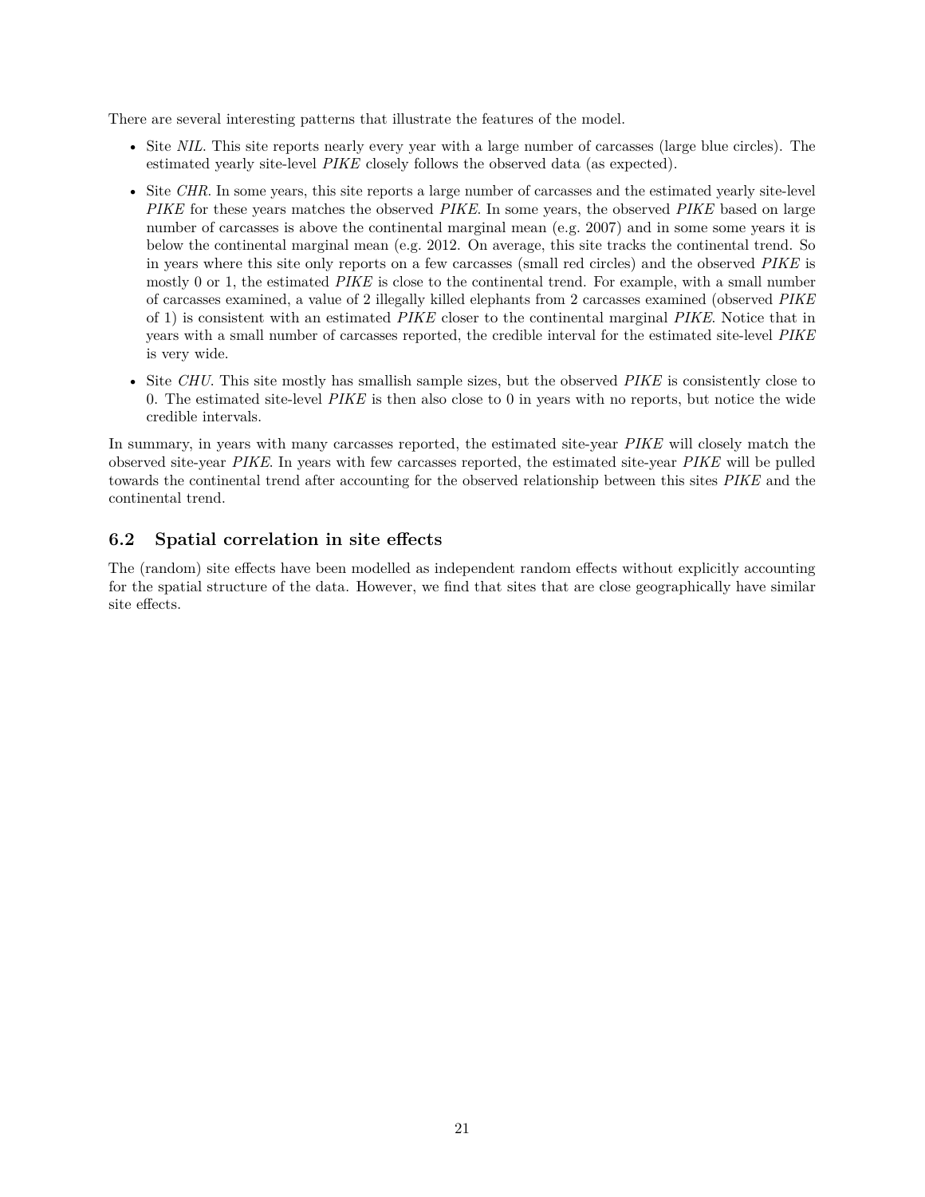There are several interesting patterns that illustrate the features of the model.

- Site *NIL*. This site reports nearly every year with a large number of carcasses (large blue circles). The estimated yearly site-level *PIKE* closely follows the observed data (as expected).
- Site *CHR*. In some years, this site reports a large number of carcasses and the estimated yearly site-level *PIKE* for these years matches the observed *PIKE*. In some years, the observed *PIKE* based on large number of carcasses is above the continental marginal mean (e.g. 2007) and in some some years it is below the continental marginal mean (e.g. 2012. On average, this site tracks the continental trend. So in years where this site only reports on a few carcasses (small red circles) and the observed *PIKE* is mostly 0 or 1, the estimated *PIKE* is close to the continental trend. For example, with a small number of carcasses examined, a value of 2 illegally killed elephants from 2 carcasses examined (observed *PIKE* of 1) is consistent with an estimated *PIKE* closer to the continental marginal *PIKE*. Notice that in years with a small number of carcasses reported, the credible interval for the estimated site-level *PIKE* is very wide.
- Site *CHU*. This site mostly has smallish sample sizes, but the observed *PIKE* is consistently close to 0. The estimated site-level *PIKE* is then also close to 0 in years with no reports, but notice the wide credible intervals.

In summary, in years with many carcasses reported, the estimated site-year *PIKE* will closely match the observed site-year *PIKE*. In years with few carcasses reported, the estimated site-year *PIKE* will be pulled towards the continental trend after accounting for the observed relationship between this sites *PIKE* and the continental trend.

## 6.2 Spatial correlation in site effects

The (random) site effects have been modelled as independent random effects without explicitly accounting for the spatial structure of the data. However, we find that sites that are close geographically have similar site effects.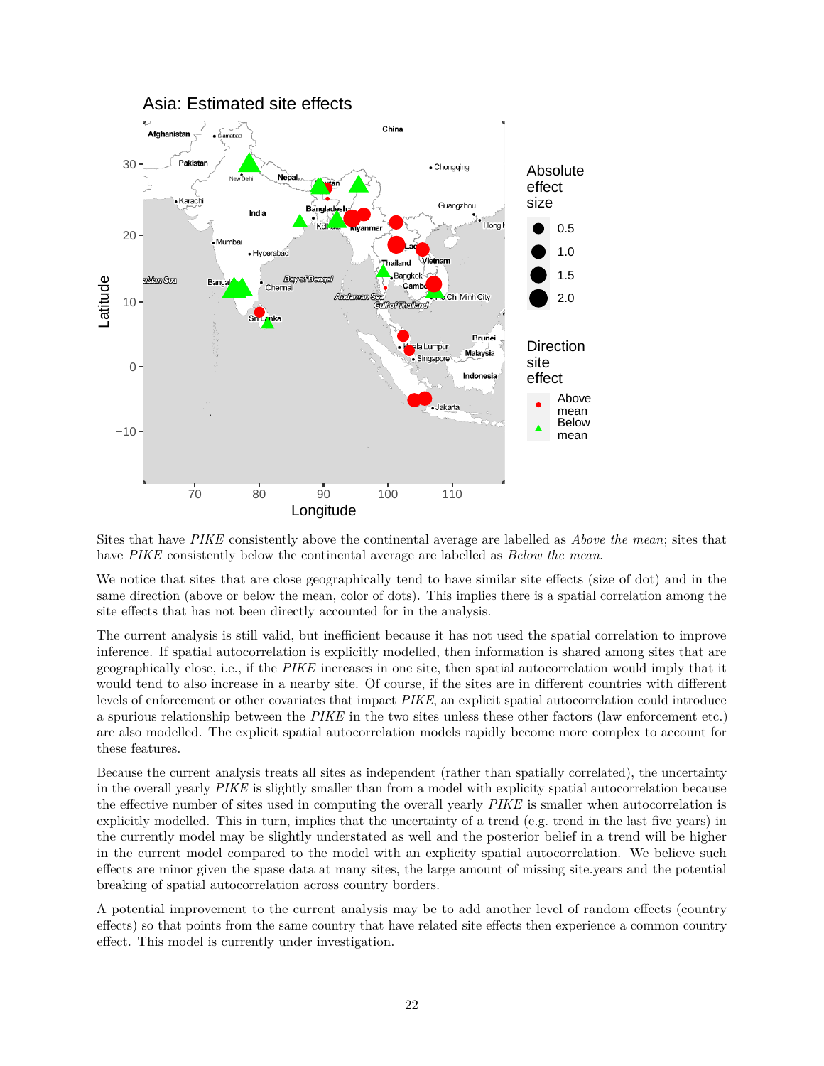Sites that have *PIKE* consistently above the continental average are labelled as *Above the mean*; sites that have *PIKE* consistently below the continental average are labelled as *Below the mean*.

We notice that sites that are close geographically tend to have similar site effects (size of dot) and in the same direction (above or below the mean, color of dots). This implies there is a spatial correlation among the site effects that has not been directly accounted for in the analysis.

The current analysis is still valid, but inefficient because it has not used the spatial correlation to improve inference. If spatial autocorrelation is explicitly modelled, then information is shared among sites that are geographically close, i.e., if the *PIKE* increases in one site, then spatial autocorrelation would imply that it would tend to also increase in a nearby site. Of course, if the sites are in different countries with different levels of enforcement or other covariates that impact *PIKE*, an explicit spatial autocorrelation could introduce a spurious relationship between the *PIKE* in the two sites unless these other factors (law enforcement etc.) are also modelled. The explicit spatial autocorrelation models rapidly become more complex to account for these features.

Because the current analysis treats all sites as independent (rather than spatially correlated), the uncertainty in the overall yearly *PIKE* is slightly smaller than from a model with explicity spatial autocorrelation because the effective number of sites used in computing the overall yearly *PIKE* is smaller when autocorrelation is explicitly modelled. This in turn, implies that the uncertainty of a trend (e.g. trend in the last five years) in the currently model may be slightly understated as well and the posterior belief in a trend will be higher in the current model compared to the model with an explicity spatial autocorrelation. We believe such effects are minor given the spase data at many sites, the large amount of missing site.years and the potential breaking of spatial autocorrelation across country borders.

A potential improvement to the current analysis may be to add another level of random effects (country effects) so that points from the same country that have related site effects then experience a common country effect. This model is currently under investigation.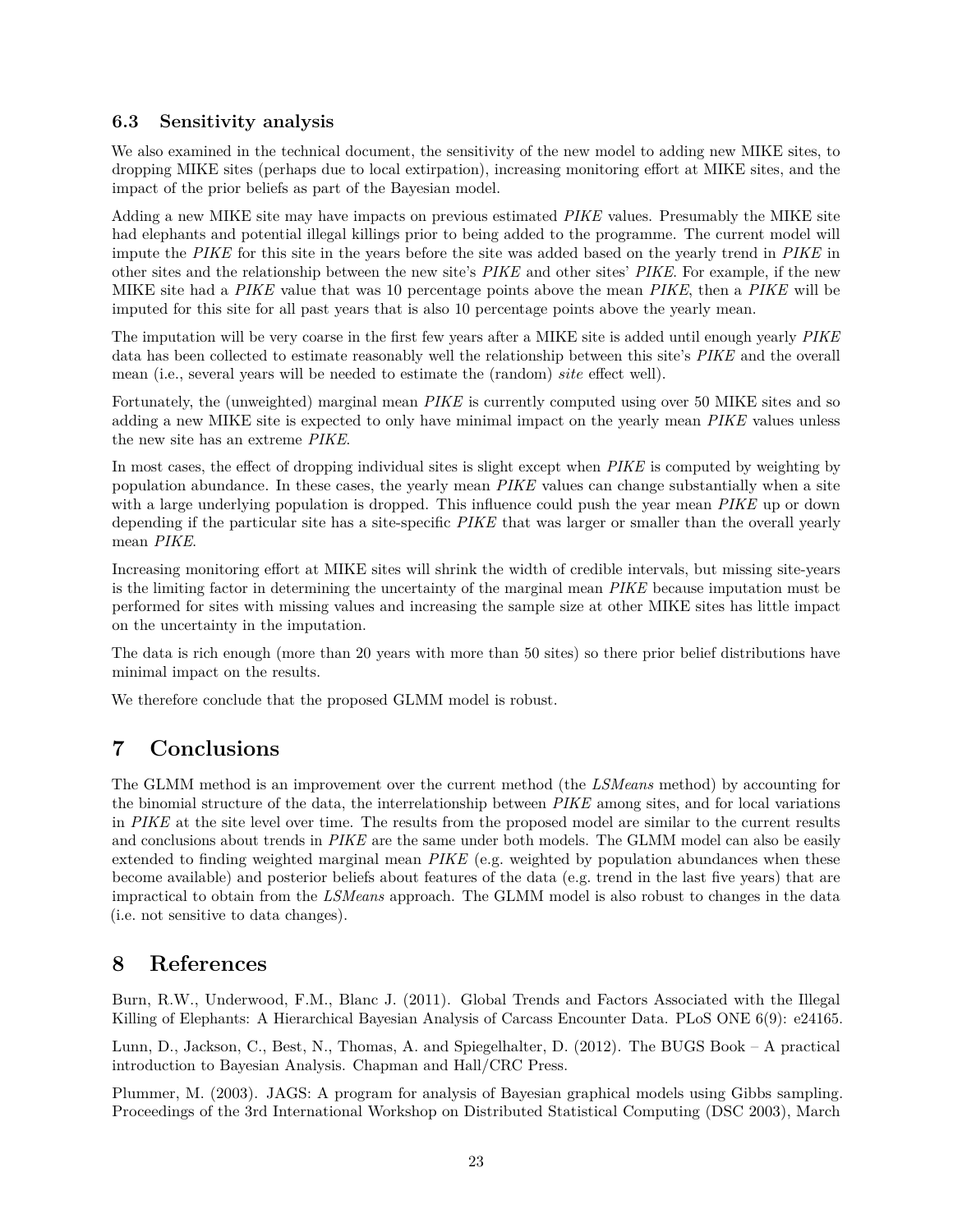### 6.3 Sensitivity analysis

We also examined in the technical document, the sensitivity of the new model to adding new MIKE sites, to dropping MIKE sites (perhaps due to local extirpation), increasing monitoring effort at MIKE sites, and the impact of the prior beliefs as part of the Bayesian model.

Adding a new MIKE site may have impacts on previous estimated *PIKE* values. Presumably the MIKE site had elephants and potential illegal killings prior to being added to the programme. The current model will impute the *PIKE* for this site in the years before the site was added based on the yearly trend in *PIKE* in other sites and the relationship between the new site's *PIKE* and other sites' *PIKE*. For example, if the new MIKE site had a *PIKE* value that was 10 percentage points above the mean *PIKE*, then a *PIKE* will be imputed for this site for all past years that is also 10 percentage points above the yearly mean.

The imputation will be very coarse in the first few years after a MIKE site is added until enough yearly *PIKE* data has been collected to estimate reasonably well the relationship between this site's *PIKE* and the overall mean (i.e., several years will be needed to estimate the (random) *site* effect well).

Fortunately, the (unweighted) marginal mean *PIKE* is currently computed using over 50 MIKE sites and so adding a new MIKE site is expected to only have minimal impact on the yearly mean *PIKE* values unless the new site has an extreme *PIKE*.

In most cases, the effect of dropping individual sites is slight except when *PIKE* is computed by weighting by population abundance. In these cases, the yearly mean *PIKE* values can change substantially when a site with a large underlying population is dropped. This influence could push the year mean *PIKE* up or down depending if the particular site has a site-specific *PIKE* that was larger or smaller than the overall yearly mean *PIKE*.

Increasing monitoring effort at MIKE sites will shrink the width of credible intervals, but missing site-years is the limiting factor in determining the uncertainty of the marginal mean *PIKE* because imputation must be performed for sites with missing values and increasing the sample size at other MIKE sites has little impact on the uncertainty in the imputation.

The data is rich enough (more than 20 years with more than 50 sites) so there prior belief distributions have minimal impact on the results.

We therefore conclude that the proposed GLMM model is robust.

# 7 Conclusions

The GLMM method is an improvement over the current method (the *LSMeans* method) by accounting for the binomial structure of the data, the interrelationship between *PIKE* among sites, and for local variations in *PIKE* at the site level over time. The results from the proposed model are similar to the current results and conclusions about trends in *PIKE* are the same under both models. The GLMM model can also be easily extended to finding weighted marginal mean *PIKE* (e.g. weighted by population abundances when these become available) and posterior beliefs about features of the data (e.g. trend in the last five years) that are impractical to obtain from the *LSMeans* approach. The GLMM model is also robust to changes in the data (i.e. not sensitive to data changes).

# 8 References

Burn, R.W., Underwood, F.M., Blanc J. (2011). Global Trends and Factors Associated with the Illegal Killing of Elephants: A Hierarchical Bayesian Analysis of Carcass Encounter Data. PLoS ONE 6(9): e24165.

Lunn, D., Jackson, C., Best, N., Thomas, A. and Spiegelhalter, D. (2012). The BUGS Book – A practical introduction to Bayesian Analysis. Chapman and Hall/CRC Press.

Plummer, M. (2003). JAGS: A program for analysis of Bayesian graphical models using Gibbs sampling. Proceedings of the 3rd International Workshop on Distributed Statistical Computing (DSC 2003), March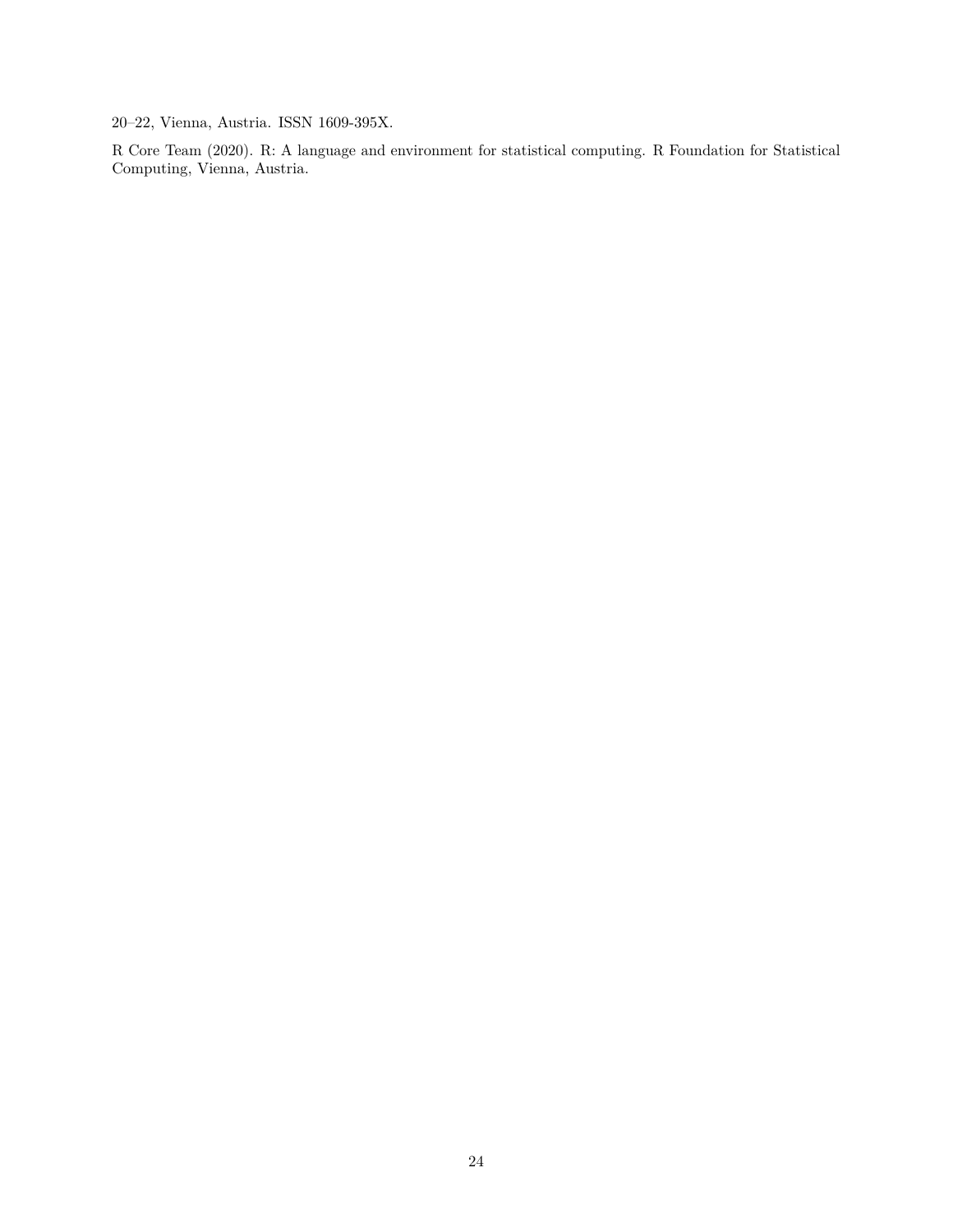20–22, Vienna, Austria. ISSN 1609-395X.

R Core Team (2020). R: A language and environment for statistical computing. R Foundation for Statistical Computing, Vienna, Austria.